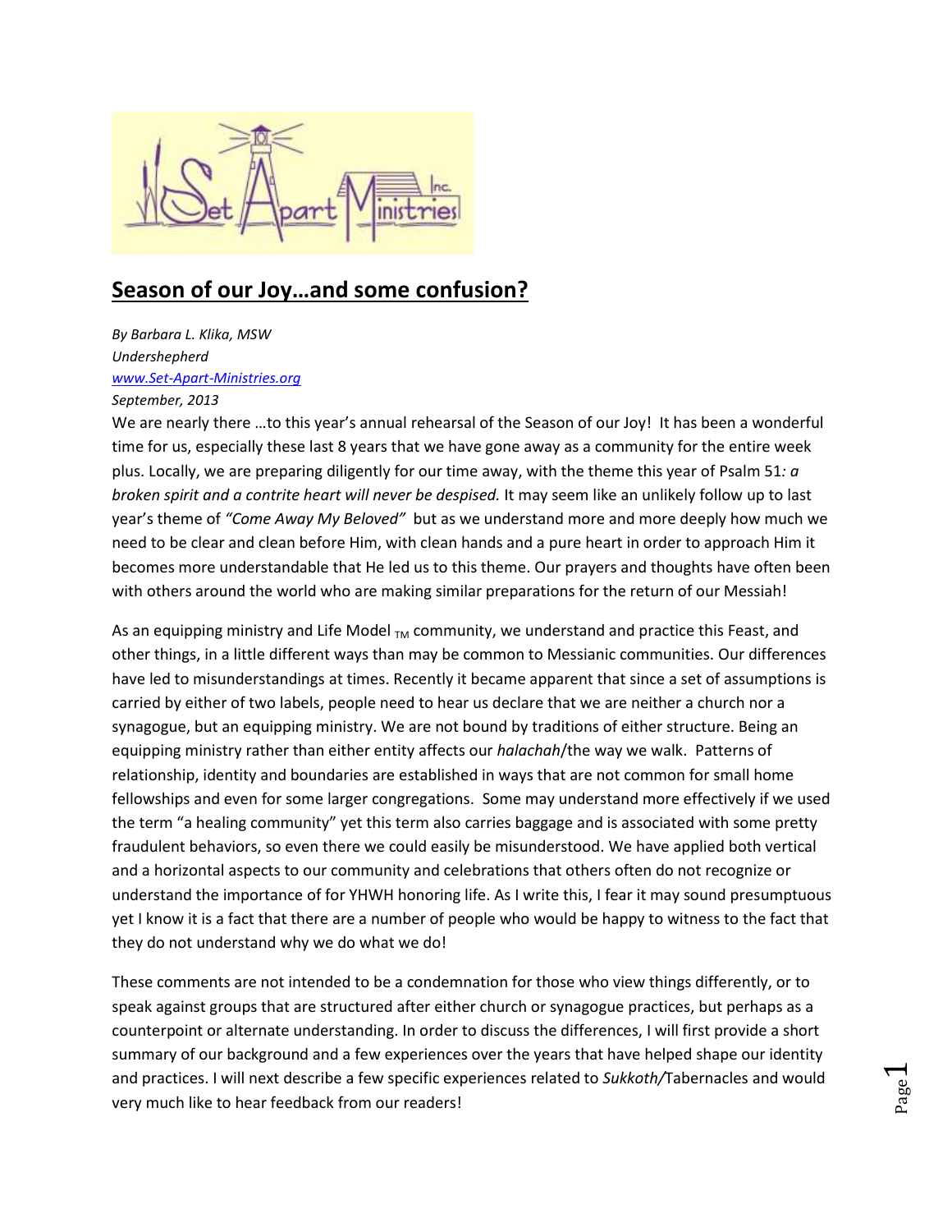# Season of our Joy…and some confusion?

*By Barbara L. Klika, MSW*
*Undershepherd*
*[www.Set-Apart-Ministries.org](http://www.Set-Apart-Ministries.org)*
*September, 2013*

We are nearly there …to this year's annual rehearsal of the Season of our Joy! It has been a wonderful time for us, especially these last 8 years that we have gone away as a community for the entire week plus. Locally, we are preparing diligently for our time away, with the theme this year of Psalm 51*: a broken spirit and a contrite heart will never be despised.* It may seem like an unlikely follow up to last year's theme of *"Come Away My Beloved"* but as we understand more and more deeply how much we need to be clear and clean before Him, with clean hands and a pure heart in order to approach Him it becomes more understandable that He led us to this theme. Our prayers and thoughts have often been with others around the world who are making similar preparations for the return of our Messiah!

As an equipping ministry and Life Model $_{TM}$ community, we understand and practice this Feast, and other things, in a little different ways than may be common to Messianic communities. Our differences have led to misunderstandings at times. Recently it became apparent that since a set of assumptions is carried by either of two labels, people need to hear us declare that we are neither a church nor a synagogue, but an equipping ministry. We are not bound by traditions of either structure. Being an equipping ministry rather than either entity affects our *halachah*/the way we walk. Patterns of relationship, identity and boundaries are established in ways that are not common for small home fellowships and even for some larger congregations. Some may understand more effectively if we used the term "a healing community" yet this term also carries baggage and is associated with some pretty fraudulent behaviors, so even there we could easily be misunderstood. We have applied both vertical and a horizontal aspects to our community and celebrations that others often do not recognize or understand the importance of for YHWH honoring life. As I write this, I fear it may sound presumptuous yet I know it is a fact that there are a number of people who would be happy to witness to the fact that they do not understand why we do what we do!

These comments are not intended to be a condemnation for those who view things differently, or to speak against groups that are structured after either church or synagogue practices, but perhaps as a counterpoint or alternate understanding. In order to discuss the differences, I will first provide a short summary of our background and a few experiences over the years that have helped shape our identity and practices. I will next describe a few specific experiences related to *Sukkoth/*Tabernacles and would very much like to hear feedback from our readers!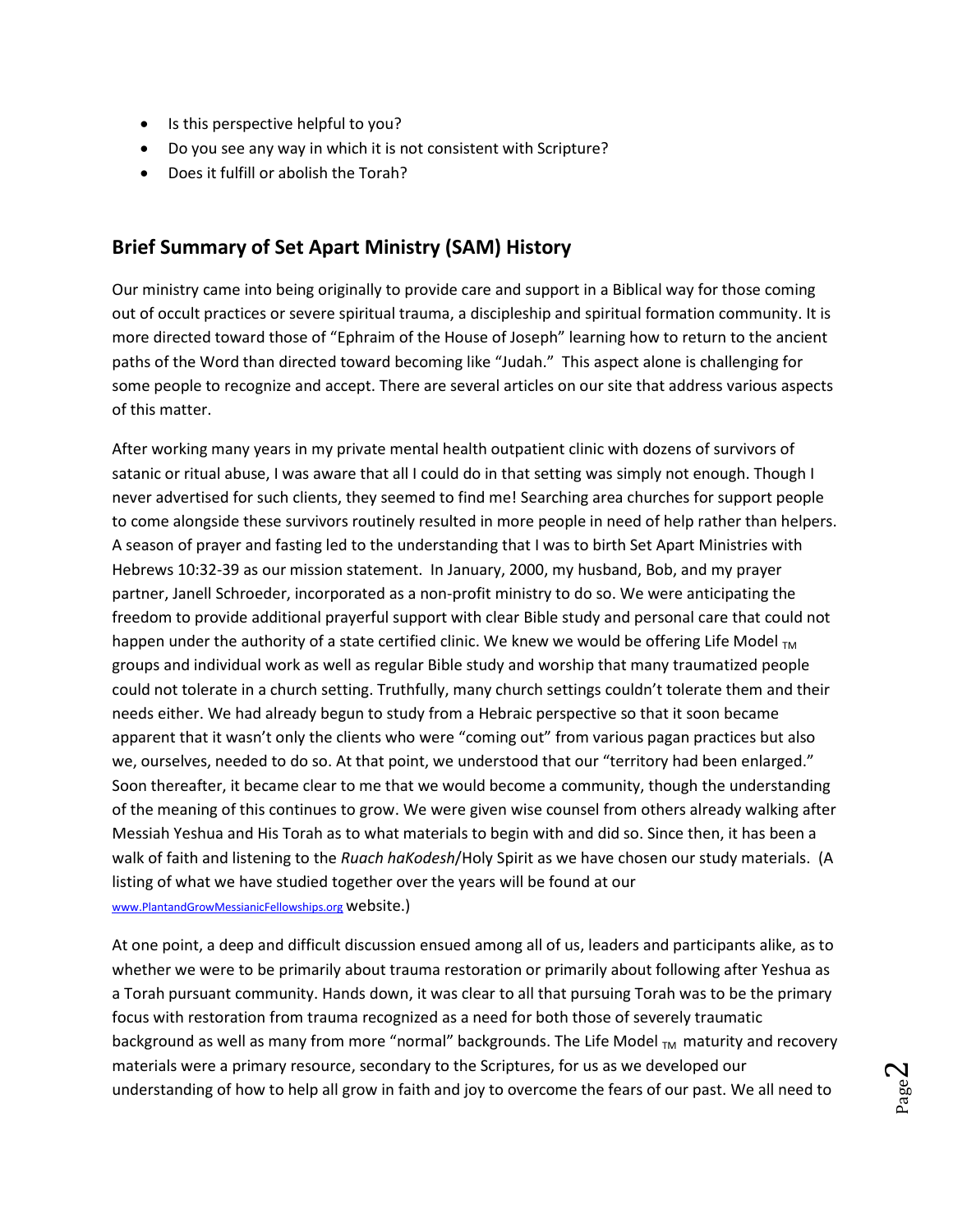- Is this perspective helpful to you?
- Do you see any way in which it is not consistent with Scripture?
- Does it fulfill or abolish the Torah?

## Brief Summary of Set Apart Ministry (SAM) History

Our ministry came into being originally to provide care and support in a Biblical way for those coming out of occult practices or severe spiritual trauma, a discipleship and spiritual formation community. It is more directed toward those of "Ephraim of the House of Joseph" learning how to return to the ancient paths of the Word than directed toward becoming like "Judah." This aspect alone is challenging for some people to recognize and accept. There are several articles on our site that address various aspects of this matter.

After working many years in my private mental health outpatient clinic with dozens of survivors of satanic or ritual abuse, I was aware that all I could do in that setting was simply not enough. Though I never advertised for such clients, they seemed to find me! Searching area churches for support people to come alongside these survivors routinely resulted in more people in need of help rather than helpers. A season of prayer and fasting led to the understanding that I was to birth Set Apart Ministries with Hebrews 10:32-39 as our mission statement. In January, 2000, my husband, Bob, and my prayer partner, Janell Schroeder, incorporated as a non-profit ministry to do so. We were anticipating the freedom to provide additional prayerful support with clear Bible study and personal care that could not happen under the authority of a state certified clinic. We knew we would be offering Life Model $_{TM}$ groups and individual work as well as regular Bible study and worship that many traumatized people could not tolerate in a church setting. Truthfully, many church settings couldn't tolerate them and their needs either. We had already begun to study from a Hebraic perspective so that it soon became apparent that it wasn't only the clients who were "coming out" from various pagan practices but also we, ourselves, needed to do so. At that point, we understood that our "territory had been enlarged." Soon thereafter, it became clear to me that we would become a community, though the understanding of the meaning of this continues to grow. We were given wise counsel from others already walking after Messiah Yeshua and His Torah as to what materials to begin with and did so. Since then, it has been a walk of faith and listening to the *Ruach haKodesh*/Holy Spirit as we have chosen our study materials. (A listing of what we have studied together over the years will be found at our www.PlantandGrowMessianicFellowships.org website.)

At one point, a deep and difficult discussion ensued among all of us, leaders and participants alike, as to whether we were to be primarily about trauma restoration or primarily about following after Yeshua as a Torah pursuant community. Hands down, it was clear to all that pursuing Torah was to be the primary focus with restoration from trauma recognized as a need for both those of severely traumatic background as well as many from more "normal" backgrounds. The Life Model $_{TM}$ maturity and recovery materials were a primary resource, secondary to the Scriptures, for us as we developed our understanding of how to help all grow in faith and joy to overcome the fears of our past. We all need to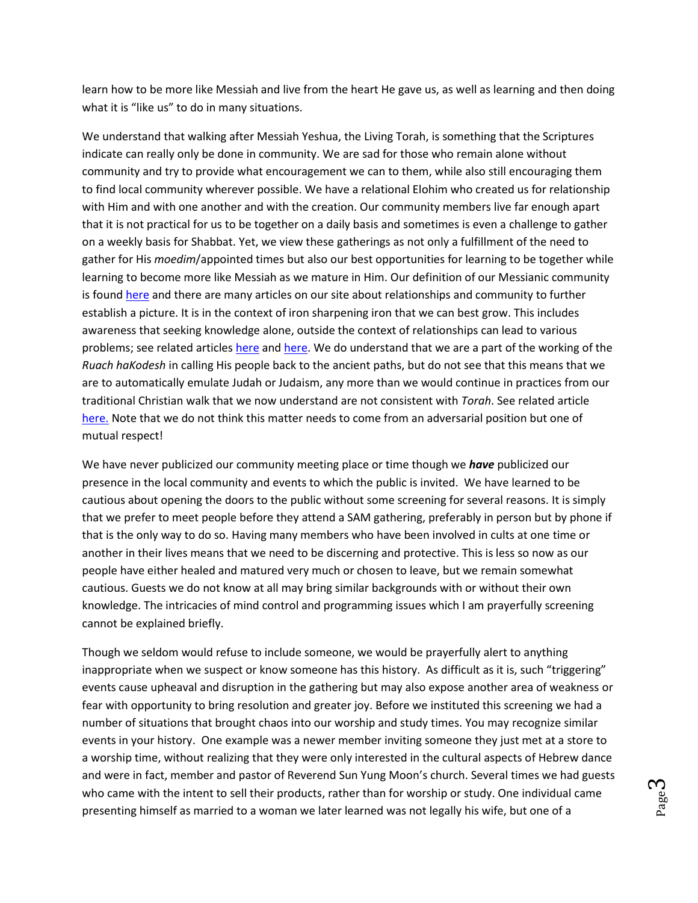learn how to be more like Messiah and live from the heart He gave us, as well as learning and then doing what it is "like us" to do in many situations.

We understand that walking after Messiah Yeshua, the Living Torah, is something that the Scriptures indicate can really only be done in community. We are sad for those who remain alone without community and try to provide what encouragement we can to them, while also still encouraging them to find local community wherever possible. We have a relational Elohim who created us for relationship with Him and with one another and with the creation. Our community members live far enough apart that it is not practical for us to be together on a daily basis and sometimes is even a challenge to gather on a weekly basis for Shabbat. Yet, we view these gatherings as not only a fulfillment of the need to gather for His *moedim*/appointed times but also our best opportunities for learning to be together while learning to become more like Messiah as we mature in Him. Our definition of our Messianic community is found here and there are many articles on our site about relationships and community to further establish a picture. It is in the context of iron sharpening iron that we can best grow. This includes awareness that seeking knowledge alone, outside the context of relationships can lead to various problems; see related articles here and here. We do understand that we are a part of the working of the *Ruach haKodesh* in calling His people back to the ancient paths, but do not see that this means that we are to automatically emulate Judah or Judaism, any more than we would continue in practices from our traditional Christian walk that we now understand are not consistent with *Torah*. See related article here. Note that we do not think this matter needs to come from an adversarial position but one of mutual respect!

We have never publicized our community meeting place or time though we ***have*** publicized our presence in the local community and events to which the public is invited. We have learned to be cautious about opening the doors to the public without some screening for several reasons. It is simply that we prefer to meet people before they attend a SAM gathering, preferably in person but by phone if that is the only way to do so. Having many members who have been involved in cults at one time or another in their lives means that we need to be discerning and protective. This is less so now as our people have either healed and matured very much or chosen to leave, but we remain somewhat cautious. Guests we do not know at all may bring similar backgrounds with or without their own knowledge. The intricacies of mind control and programming issues which I am prayerfully screening cannot be explained briefly.

Though we seldom would refuse to include someone, we would be prayerfully alert to anything inappropriate when we suspect or know someone has this history. As difficult as it is, such "triggering" events cause upheaval and disruption in the gathering but may also expose another area of weakness or fear with opportunity to bring resolution and greater joy. Before we instituted this screening we had a number of situations that brought chaos into our worship and study times. You may recognize similar events in your history. One example was a newer member inviting someone they just met at a store to a worship time, without realizing that they were only interested in the cultural aspects of Hebrew dance and were in fact, member and pastor of Reverend Sun Yung Moon's church. Several times we had guests who came with the intent to sell their products, rather than for worship or study. One individual came presenting himself as married to a woman we later learned was not legally his wife, but one of a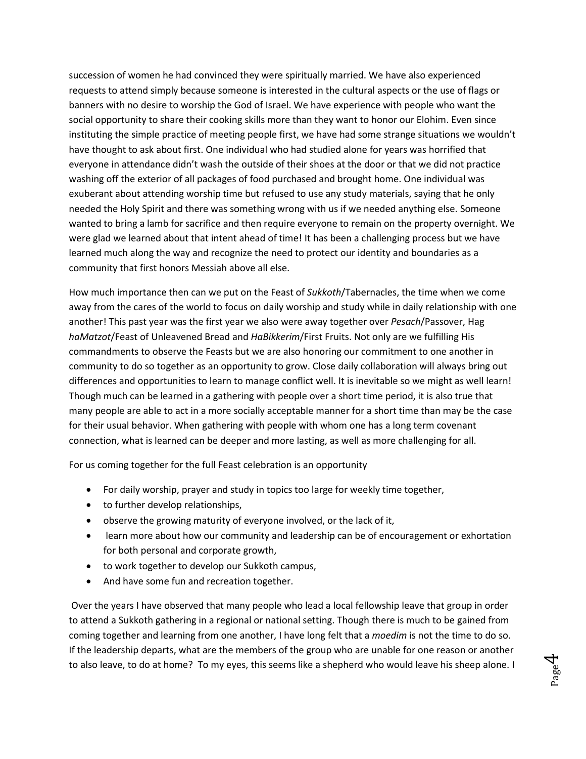succession of women he had convinced they were spiritually married. We have also experienced requests to attend simply because someone is interested in the cultural aspects or the use of flags or banners with no desire to worship the God of Israel. We have experience with people who want the social opportunity to share their cooking skills more than they want to honor our Elohim. Even since instituting the simple practice of meeting people first, we have had some strange situations we wouldn't have thought to ask about first. One individual who had studied alone for years was horrified that everyone in attendance didn't wash the outside of their shoes at the door or that we did not practice washing off the exterior of all packages of food purchased and brought home. One individual was exuberant about attending worship time but refused to use any study materials, saying that he only needed the Holy Spirit and there was something wrong with us if we needed anything else. Someone wanted to bring a lamb for sacrifice and then require everyone to remain on the property overnight. We were glad we learned about that intent ahead of time! It has been a challenging process but we have learned much along the way and recognize the need to protect our identity and boundaries as a community that first honors Messiah above all else.

How much importance then can we put on the Feast of *Sukkoth*/Tabernacles, the time when we come away from the cares of the world to focus on daily worship and study while in daily relationship with one another! This past year was the first year we also were away together over *Pesach*/Passover, Hag *haMatzot*/Feast of Unleavened Bread and *HaBikkerim*/First Fruits. Not only are we fulfilling His commandments to observe the Feasts but we are also honoring our commitment to one another in community to do so together as an opportunity to grow. Close daily collaboration will always bring out differences and opportunities to learn to manage conflict well. It is inevitable so we might as well learn! Though much can be learned in a gathering with people over a short time period, it is also true that many people are able to act in a more socially acceptable manner for a short time than may be the case for their usual behavior. When gathering with people with whom one has a long term covenant connection, what is learned can be deeper and more lasting, as well as more challenging for all.

For us coming together for the full Feast celebration is an opportunity

- For daily worship, prayer and study in topics too large for weekly time together,
- to further develop relationships,
- observe the growing maturity of everyone involved, or the lack of it,
- learn more about how our community and leadership can be of encouragement or exhortation for both personal and corporate growth,
- to work together to develop our Sukkoth campus,
- And have some fun and recreation together.

Over the years I have observed that many people who lead a local fellowship leave that group in order to attend a Sukkoth gathering in a regional or national setting. Though there is much to be gained from coming together and learning from one another, I have long felt that a *moedim* is not the time to do so. If the leadership departs, what are the members of the group who are unable for one reason or another to also leave, to do at home? To my eyes, this seems like a shepherd who would leave his sheep alone. I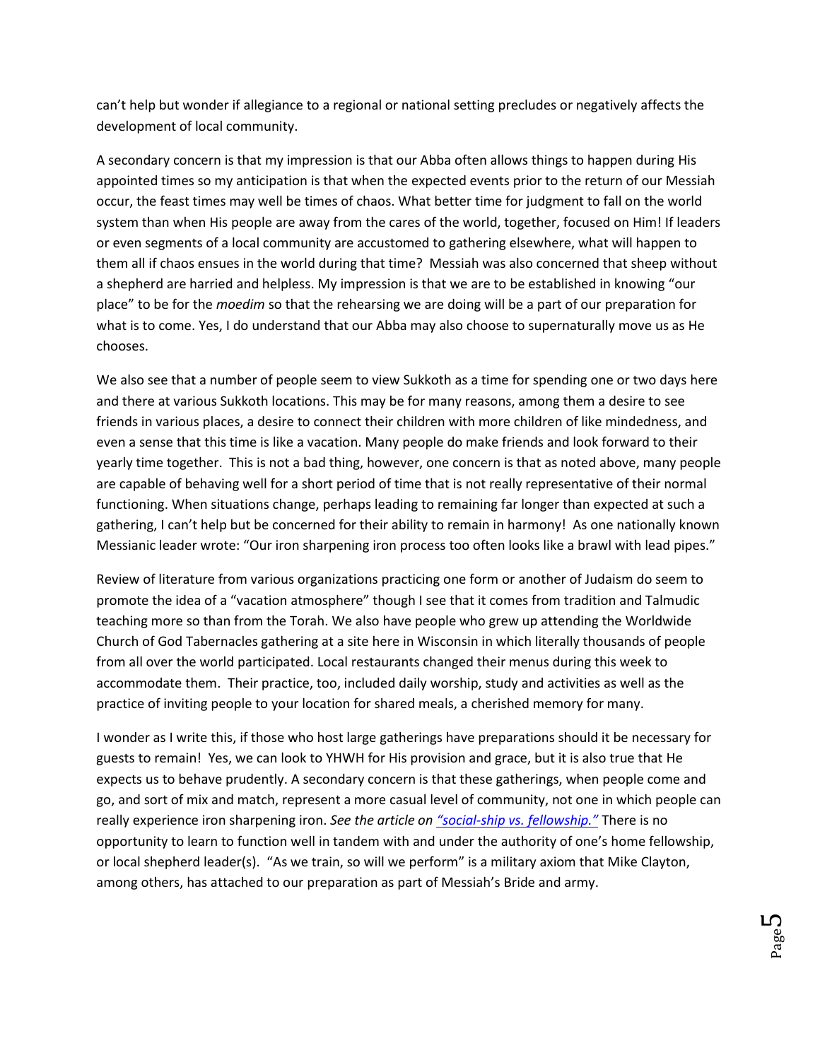can't help but wonder if allegiance to a regional or national setting precludes or negatively affects the development of local community.

A secondary concern is that my impression is that our Abba often allows things to happen during His appointed times so my anticipation is that when the expected events prior to the return of our Messiah occur, the feast times may well be times of chaos. What better time for judgment to fall on the world system than when His people are away from the cares of the world, together, focused on Him! If leaders or even segments of a local community are accustomed to gathering elsewhere, what will happen to them all if chaos ensues in the world during that time? Messiah was also concerned that sheep without a shepherd are harried and helpless. My impression is that we are to be established in knowing "our place" to be for the *moedim* so that the rehearsing we are doing will be a part of our preparation for what is to come. Yes, I do understand that our Abba may also choose to supernaturally move us as He chooses.

We also see that a number of people seem to view Sukkoth as a time for spending one or two days here and there at various Sukkoth locations. This may be for many reasons, among them a desire to see friends in various places, a desire to connect their children with more children of like mindedness, and even a sense that this time is like a vacation. Many people do make friends and look forward to their yearly time together. This is not a bad thing, however, one concern is that as noted above, many people are capable of behaving well for a short period of time that is not really representative of their normal functioning. When situations change, perhaps leading to remaining far longer than expected at such a gathering, I can't help but be concerned for their ability to remain in harmony! As one nationally known Messianic leader wrote: "Our iron sharpening iron process too often looks like a brawl with lead pipes."

Review of literature from various organizations practicing one form or another of Judaism do seem to promote the idea of a "vacation atmosphere" though I see that it comes from tradition and Talmudic teaching more so than from the Torah. We also have people who grew up attending the Worldwide Church of God Tabernacles gathering at a site here in Wisconsin in which literally thousands of people from all over the world participated. Local restaurants changed their menus during this week to accommodate them. Their practice, too, included daily worship, study and activities as well as the practice of inviting people to your location for shared meals, a cherished memory for many.

I wonder as I write this, if those who host large gatherings have preparations should it be necessary for guests to remain! Yes, we can look to YHWH for His provision and grace, but it is also true that He expects us to behave prudently. A secondary concern is that these gatherings, when people come and go, and sort of mix and match, represent a more casual level of community, not one in which people can really experience iron sharpening iron. *See the article on "social-ship vs. fellowship."* There is no opportunity to learn to function well in tandem with and under the authority of one's home fellowship, or local shepherd leader(s). "As we train, so will we perform" is a military axiom that Mike Clayton, among others, has attached to our preparation as part of Messiah's Bride and army.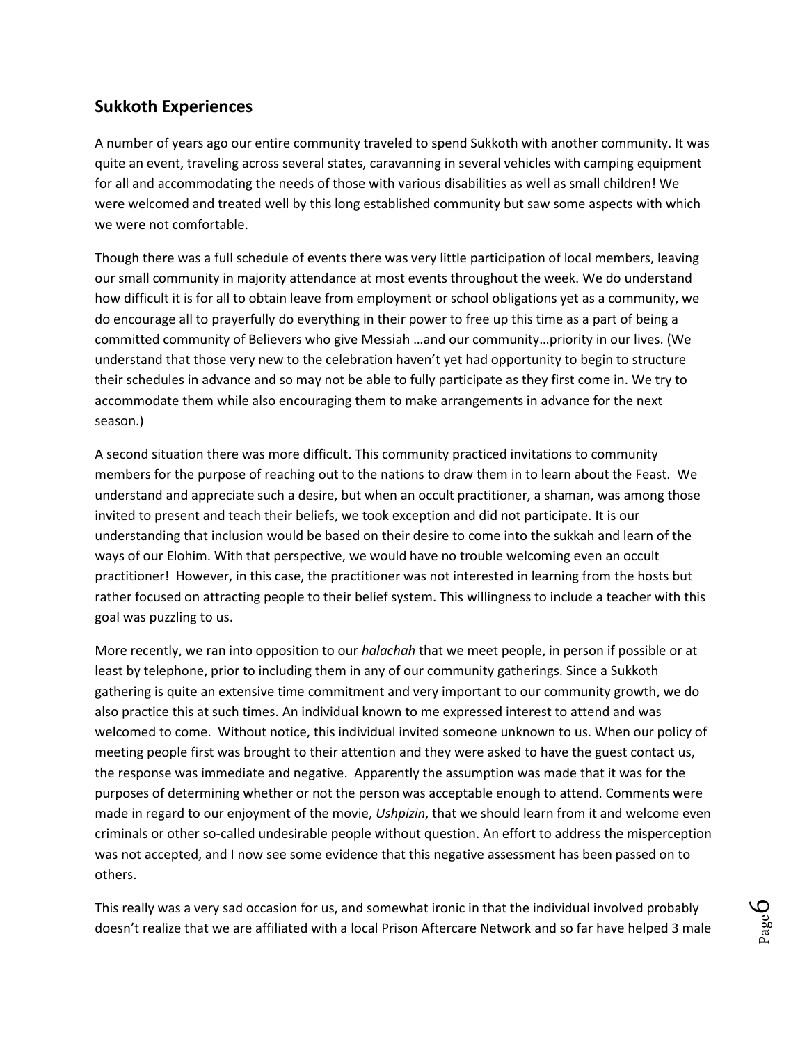## Sukkoth Experiences

A number of years ago our entire community traveled to spend Sukkoth with another community. It was quite an event, traveling across several states, caravanning in several vehicles with camping equipment for all and accommodating the needs of those with various disabilities as well as small children! We were welcomed and treated well by this long established community but saw some aspects with which we were not comfortable.

Though there was a full schedule of events there was very little participation of local members, leaving our small community in majority attendance at most events throughout the week. We do understand how difficult it is for all to obtain leave from employment or school obligations yet as a community, we do encourage all to prayerfully do everything in their power to free up this time as a part of being a committed community of Believers who give Messiah …and our community…priority in our lives. (We understand that those very new to the celebration haven't yet had opportunity to begin to structure their schedules in advance and so may not be able to fully participate as they first come in. We try to accommodate them while also encouraging them to make arrangements in advance for the next season.)

A second situation there was more difficult. This community practiced invitations to community members for the purpose of reaching out to the nations to draw them in to learn about the Feast. We understand and appreciate such a desire, but when an occult practitioner, a shaman, was among those invited to present and teach their beliefs, we took exception and did not participate. It is our understanding that inclusion would be based on their desire to come into the sukkah and learn of the ways of our Elohim. With that perspective, we would have no trouble welcoming even an occult practitioner! However, in this case, the practitioner was not interested in learning from the hosts but rather focused on attracting people to their belief system. This willingness to include a teacher with this goal was puzzling to us.

More recently, we ran into opposition to our *halachah* that we meet people, in person if possible or at least by telephone, prior to including them in any of our community gatherings. Since a Sukkoth gathering is quite an extensive time commitment and very important to our community growth, we do also practice this at such times. An individual known to me expressed interest to attend and was welcomed to come. Without notice, this individual invited someone unknown to us. When our policy of meeting people first was brought to their attention and they were asked to have the guest contact us, the response was immediate and negative. Apparently the assumption was made that it was for the purposes of determining whether or not the person was acceptable enough to attend. Comments were made in regard to our enjoyment of the movie, *Ushpizin*, that we should learn from it and welcome even criminals or other so-called undesirable people without question. An effort to address the misperception was not accepted, and I now see some evidence that this negative assessment has been passed on to others.

This really was a very sad occasion for us, and somewhat ironic in that the individual involved probably doesn't realize that we are affiliated with a local Prison Aftercare Network and so far have helped 3 male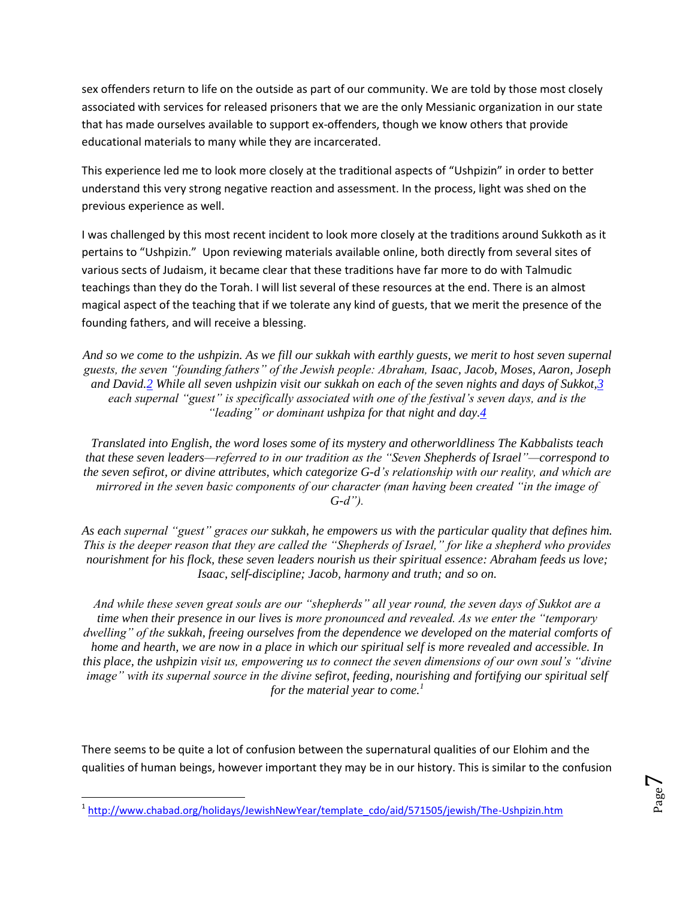sex offenders return to life on the outside as part of our community. We are told by those most closely associated with services for released prisoners that we are the only Messianic organization in our state that has made ourselves available to support ex-offenders, though we know others that provide educational materials to many while they are incarcerated.

This experience led me to look more closely at the traditional aspects of "Ushpizin" in order to better understand this very strong negative reaction and assessment. In the process, light was shed on the previous experience as well.

I was challenged by this most recent incident to look more closely at the traditions around Sukkoth as it pertains to "Ushpizin." Upon reviewing materials available online, both directly from several sites of various sects of Judaism, it became clear that these traditions have far more to do with Talmudic teachings than they do the Torah. I will list several of these resources at the end. There is an almost magical aspect of the teaching that if we tolerate any kind of guests, that we merit the presence of the founding fathers, and will receive a blessing.

*And so we come to the ushpizin. As we fill our sukkah with earthly guests, we merit to host seven supernal guests, the seven "founding fathers" of the Jewish people: Abraham, Isaac, Jacob, Moses, Aaron, Joseph and David.2 While all seven ushpizin visit our sukkah on each of the seven nights and days of Sukkot,3 each supernal "guest" is specifically associated with one of the festival's seven days, and is the "leading" or dominant ushpiza for that night and day.4*

*Translated into English, the word loses some of its mystery and otherworldliness The Kabbalists teach that these seven leaders—referred to in our tradition as the "Seven Shepherds of Israel"—correspond to the seven sefirot, or divine attributes, which categorize G-d's relationship with our reality, and which are mirrored in the seven basic components of our character (man having been created "in the image of G-d").*

*As each supernal "guest" graces our sukkah, he empowers us with the particular quality that defines him. This is the deeper reason that they are called the "Shepherds of Israel," for like a shepherd who provides nourishment for his flock, these seven leaders nourish us their spiritual essence: Abraham feeds us love; Isaac, self-discipline; Jacob, harmony and truth; and so on.*

*And while these seven great souls are our "shepherds" all year round, the seven days of Sukkot are a time when their presence in our lives is more pronounced and revealed. As we enter the "temporary dwelling" of the sukkah, freeing ourselves from the dependence we developed on the material comforts of home and hearth, we are now in a place in which our spiritual self is more revealed and accessible. In this place, the ushpizin visit us, empowering us to connect the seven dimensions of our own soul's "divine image" with its supernal source in the divine sefirot, feeding, nourishing and fortifying our spiritual self for the material year to come.*[1]

There seems to be quite a lot of confusion between the supernatural qualities of our Elohim and the qualities of human beings, however important they may be in our history. This is similar to the confusion

---

[1] http://www.chabad.org/holidays/JewishNewYear/template_cdo/aid/571505/jewish/The-Ushpizin.htm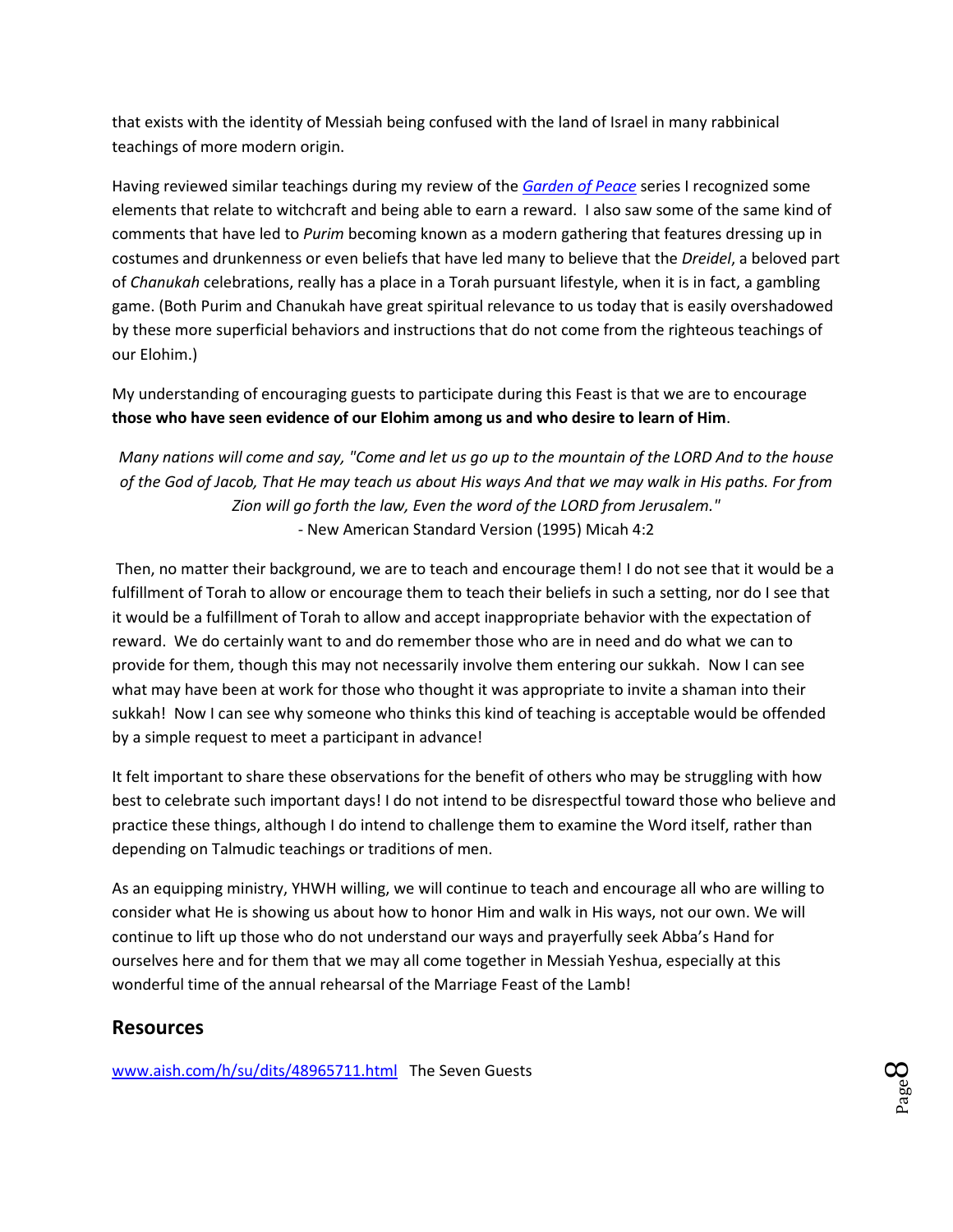that exists with the identity of Messiah being confused with the land of Israel in many rabbinical teachings of more modern origin.

Having reviewed similar teachings during my review of the [*Garden of Peace*]() series I recognized some elements that relate to witchcraft and being able to earn a reward. I also saw some of the same kind of comments that have led to *Purim* becoming known as a modern gathering that features dressing up in costumes and drunkenness or even beliefs that have led many to believe that the *Dreidel*, a beloved part of *Chanukah* celebrations, really has a place in a Torah pursuant lifestyle, when it is in fact, a gambling game. (Both Purim and Chanukah have great spiritual relevance to us today that is easily overshadowed by these more superficial behaviors and instructions that do not come from the righteous teachings of our Elohim.)

My understanding of encouraging guests to participate during this Feast is that we are to encourage **those who have seen evidence of our Elohim among us and who desire to learn of Him**.

*Many nations will come and say, "Come and let us go up to the mountain of the LORD And to the house of the God of Jacob, That He may teach us about His ways And that we may walk in His paths. For from Zion will go forth the law, Even the word of the LORD from Jerusalem."*
- New American Standard Version (1995) Micah 4:2

Then, no matter their background, we are to teach and encourage them! I do not see that it would be a fulfillment of Torah to allow or encourage them to teach their beliefs in such a setting, nor do I see that it would be a fulfillment of Torah to allow and accept inappropriate behavior with the expectation of reward. We do certainly want to and do remember those who are in need and do what we can to provide for them, though this may not necessarily involve them entering our sukkah. Now I can see what may have been at work for those who thought it was appropriate to invite a shaman into their sukkah! Now I can see why someone who thinks this kind of teaching is acceptable would be offended by a simple request to meet a participant in advance!

It felt important to share these observations for the benefit of others who may be struggling with how best to celebrate such important days! I do not intend to be disrespectful toward those who believe and practice these things, although I do intend to challenge them to examine the Word itself, rather than depending on Talmudic teachings or traditions of men.

As an equipping ministry, YHWH willing, we will continue to teach and encourage all who are willing to consider what He is showing us about how to honor Him and walk in His ways, not our own. We will continue to lift up those who do not understand our ways and prayerfully seek Abba's Hand for ourselves here and for them that we may all come together in Messiah Yeshua, especially at this wonderful time of the annual rehearsal of the Marriage Feast of the Lamb!

## Resources

[www.aish.com/h/su/dits/48965711.html](http://www.aish.com/h/su/dits/48965711.html) The Seven Guests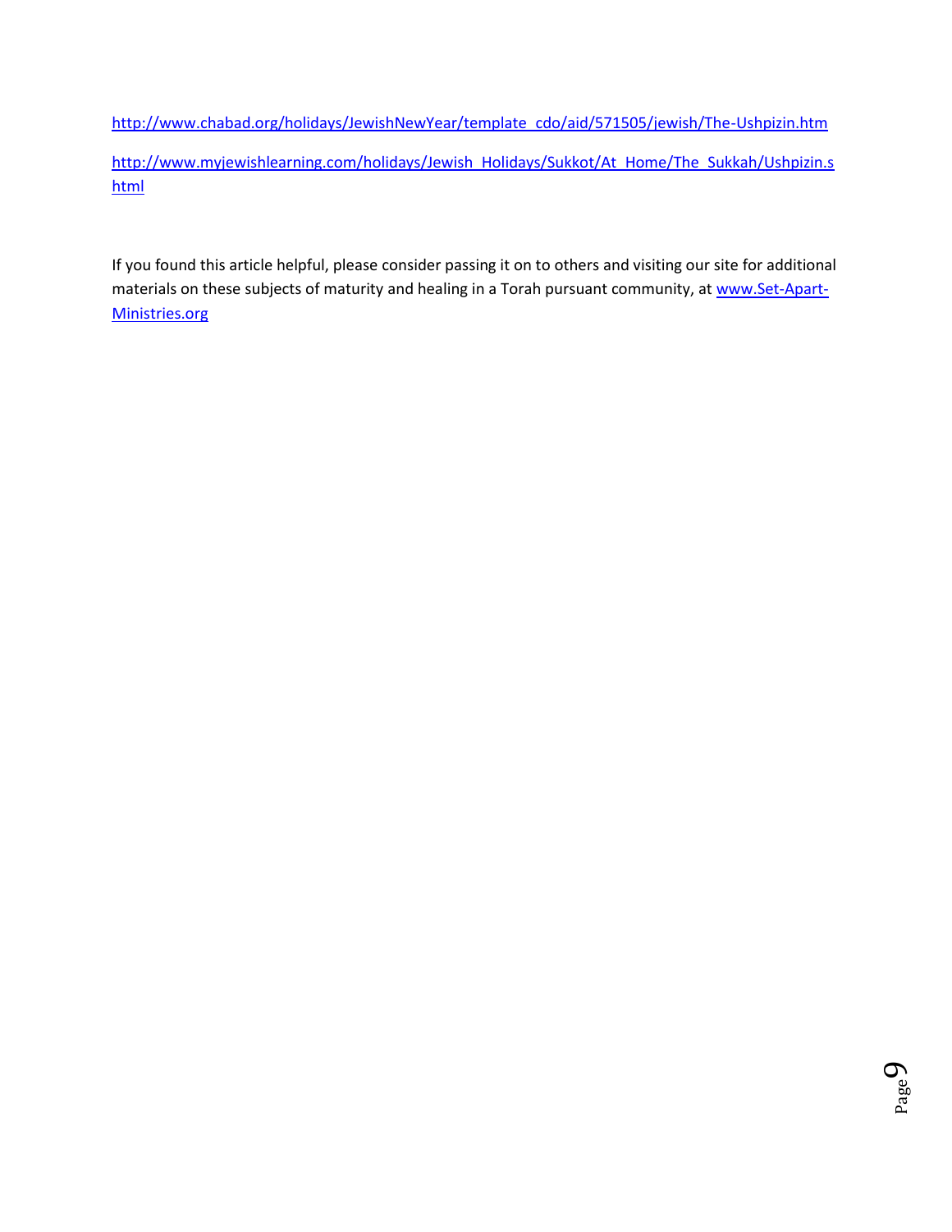http://www.chabad.org/holidays/JewishNewYear/template_cdo/aid/571505/jewish/The-Ushpizin.htm

http://www.myjewishlearning.com/holidays/Jewish_Holidays/Sukkot/At_Home/The_Sukkah/Ushpizin.shtml

If you found this article helpful, please consider passing it on to others and visiting our site for additional materials on these subjects of maturity and healing in a Torah pursuant community, at www.Set-Apart-Ministries.org